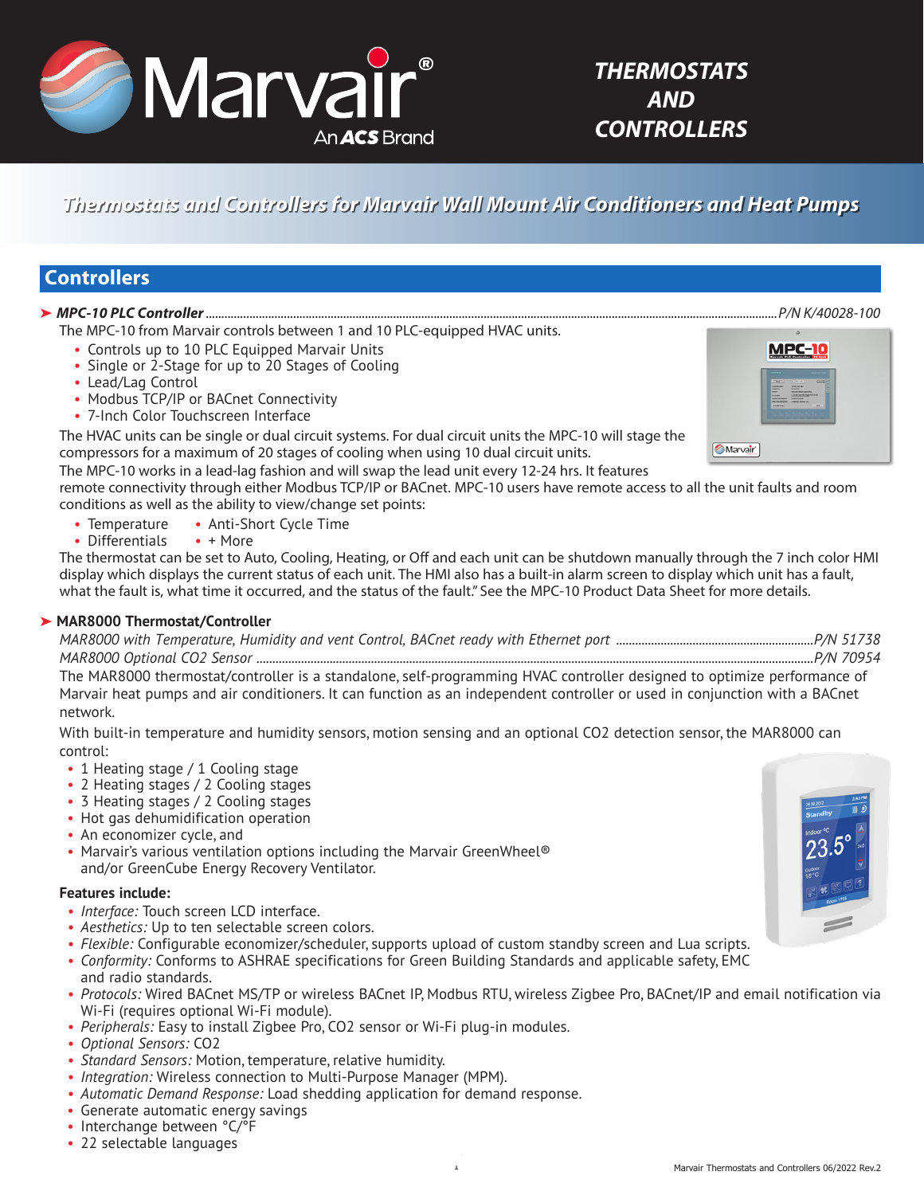# THERMOSTATS AND CONTROLLERS

*Thermostats and Controllers for Marvair Wall Mount Air Conditioners and Heat Pumps*

## Controllers

### ➤ *MPC-10 PLC Controller* .......... P/N K/40028-100

The MPC-10 from Marvair controls between 1 and 10 PLC-equipped HVAC units.

- Controls up to 10 PLC Equipped Marvair Units
- Single or 2-Stage for up to 20 Stages of Cooling
- Lead/Lag Control
- Modbus TCP/IP or BACnet Connectivity
- 7-Inch Color Touchscreen Interface

The HVAC units can be single or dual circuit systems. For dual circuit units the MPC-10 will stage the compressors for a maximum of 20 stages of cooling when using 10 dual circuit units.

The MPC-10 works in a lead-lag fashion and will swap the lead unit every 12-24 hrs. It features remote connectivity through either Modbus TCP/IP or BACnet. MPC-10 users have remote access to all the unit faults and room conditions as well as the ability to view/change set points:

- Temperature
- Differentials
- Anti-Short Cycle Time
- + More

The thermostat can be set to Auto, Cooling, Heating, or Off and each unit can be shutdown manually through the 7 inch color HMI display which displays the current status of each unit. The HMI also has a built-in alarm screen to display which unit has a fault, what the fault is, what time it occurred, and the status of the fault." See the MPC-10 Product Data Sheet for more details.

### ➤ MAR8000 Thermostat/Controller

*MAR8000 with Temperature, Humidity and vent Control, BACnet ready with Ethernet port* .......... P/N 51738

*MAR8000 Optional CO2 Sensor* .......... P/N 70954

The MAR8000 thermostat/controller is a standalone, self-programming HVAC controller designed to optimize performance of Marvair heat pumps and air conditioners. It can function as an independent controller or used in conjunction with a BACnet network.

With built-in temperature and humidity sensors, motion sensing and an optional CO2 detection sensor, the MAR8000 can control:

- 1 Heating stage / 1 Cooling stage
- 2 Heating stages / 2 Cooling stages
- 3 Heating stages / 2 Cooling stages
- Hot gas dehumidification operation
- An economizer cycle, and
- Marvair's various ventilation options including the Marvair GreenWheel® and/or GreenCube Energy Recovery Ventilator.

**Features include:**

- *Interface:* Touch screen LCD interface.
- *Aesthetics:* Up to ten selectable screen colors.
- *Flexible:* Configurable economizer/scheduler, supports upload of custom standby screen and Lua scripts.
- *Conformity:* Conforms to ASHRAE specifications for Green Building Standards and applicable safety, EMC and radio standards.
- *Protocols:* Wired BACnet MS/TP or wireless BACnet IP, Modbus RTU, wireless Zigbee Pro, BACnet/IP and email notification via Wi-Fi (requires optional Wi-Fi module).
- *Peripherals:* Easy to install Zigbee Pro, CO2 sensor or Wi-Fi plug-in modules.
- *Optional Sensors:* CO2
- *Standard Sensors:* Motion, temperature, relative humidity.
- *Integration:* Wireless connection to Multi-Purpose Manager (MPM).
- *Automatic Demand Response:* Load shedding application for demand response.
- Generate automatic energy savings
- Interchange between °C/°F
- 22 selectable languages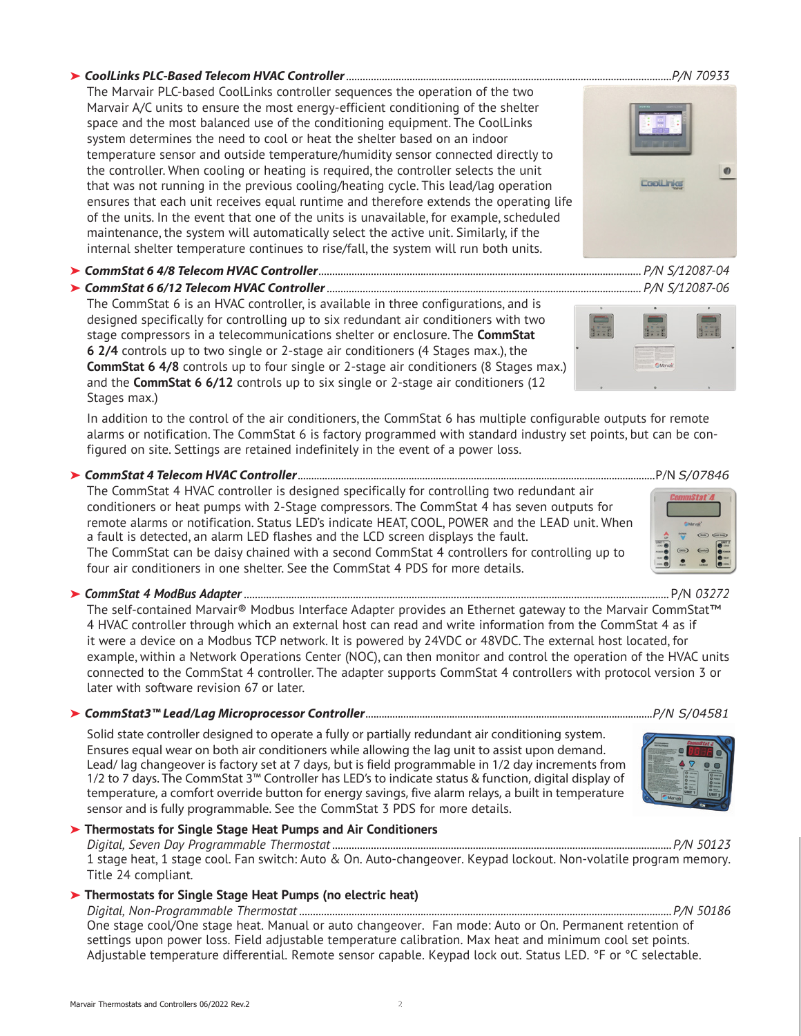- ***CoolLinks PLC-Based Telecom HVAC Controller***..........*P/N 70933*

  The Marvair PLC-based CoolLinks controller sequences the operation of the two Marvair A/C units to ensure the most energy-efficient conditioning of the shelter space and the most balanced use of the conditioning equipment. The CoolLinks system determines the need to cool or heat the shelter based on an indoor temperature sensor and outside temperature/humidity sensor connected directly to the controller. When cooling or heating is required, the controller selects the unit that was not running in the previous cooling/heating cycle. This lead/lag operation ensures that each unit receives equal runtime and therefore extends the operating life of the units. In the event that one of the units is unavailable, for example, scheduled maintenance, the system will automatically select the active unit. Similarly, if the internal shelter temperature continues to rise/fall, the system will run both units.

- ***CommStat 6 4/8 Telecom HVAC Controller***..........*P/N S/12087-04*
- ***CommStat 6 6/12 Telecom HVAC Controller***..........*P/N S/12087-06*

  The CommStat 6 is an HVAC controller, is available in three configurations, and is designed specifically for controlling up to six redundant air conditioners with two stage compressors in a telecommunications shelter or enclosure. The **CommStat 6 2/4** controls up to two single or 2-stage air conditioners (4 Stages max.), the **CommStat 6 4/8** controls up to four single or 2-stage air conditioners (8 Stages max.) and the **CommStat 6 6/12** controls up to six single or 2-stage air conditioners (12 Stages max.)

  In addition to the control of the air conditioners, the CommStat 6 has multiple configurable outputs for remote alarms or notification. The CommStat 6 is factory programmed with standard industry set points, but can be configured on site. Settings are retained indefinitely in the event of a power loss.

- ***CommStat 4 Telecom HVAC Controller***..........P/N *S/07846*

  The CommStat 4 HVAC controller is designed specifically for controlling two redundant air conditioners or heat pumps with 2-Stage compressors. The CommStat 4 has seven outputs for remote alarms or notification. Status LED's indicate HEAT, COOL, POWER and the LEAD unit. When a fault is detected, an alarm LED flashes and the LCD screen displays the fault.
  The CommStat can be daisy chained with a second CommStat 4 controllers for controlling up to four air conditioners in one shelter. See the CommStat 4 PDS for more details.

- ***CommStat 4 ModBus Adapter***..........P/N *03272*

  The self-contained Marvair® Modbus Interface Adapter provides an Ethernet gateway to the Marvair CommStat™ 4 HVAC controller through which an external host can read and write information from the CommStat 4 as if it were a device on a Modbus TCP network. It is powered by 24VDC or 48VDC. The external host located, for example, within a Network Operations Center (NOC), can then monitor and control the operation of the HVAC units connected to the CommStat 4 controller. The adapter supports CommStat 4 controllers with protocol version 3 or later with software revision 67 or later.

- ***CommStat3™ Lead/Lag Microprocessor Controller***..........*P/N S/04581*

  Solid state controller designed to operate a fully or partially redundant air conditioning system. Ensures equal wear on both air conditioners while allowing the lag unit to assist upon demand. Lead/ lag changeover is factory set at 7 days, but is field programmable in 1/2 day increments from 1/2 to 7 days. The CommStat 3™ Controller has LED's to indicate status & function, digital display of temperature, a comfort override button for energy savings, five alarm relays, a built in temperature sensor and is fully programmable. See the CommStat 3 PDS for more details.

- **Thermostats for Single Stage Heat Pumps and Air Conditioners**

  *Digital, Seven Day Programmable Thermostat*..........*P/N 50123*
  1 stage heat, 1 stage cool. Fan switch: Auto & On. Auto-changeover. Keypad lockout. Non-volatile program memory. Title 24 compliant.

- **Thermostats for Single Stage Heat Pumps (no electric heat)**

  *Digital, Non-Programmable Thermostat*..........*P/N 50186*
  One stage cool/One stage heat. Manual or auto changeover. Fan mode: Auto or On. Permanent retention of settings upon power loss. Field adjustable temperature calibration. Max heat and minimum cool set points. Adjustable temperature differential. Remote sensor capable. Keypad lock out. Status LED. °F or °C selectable.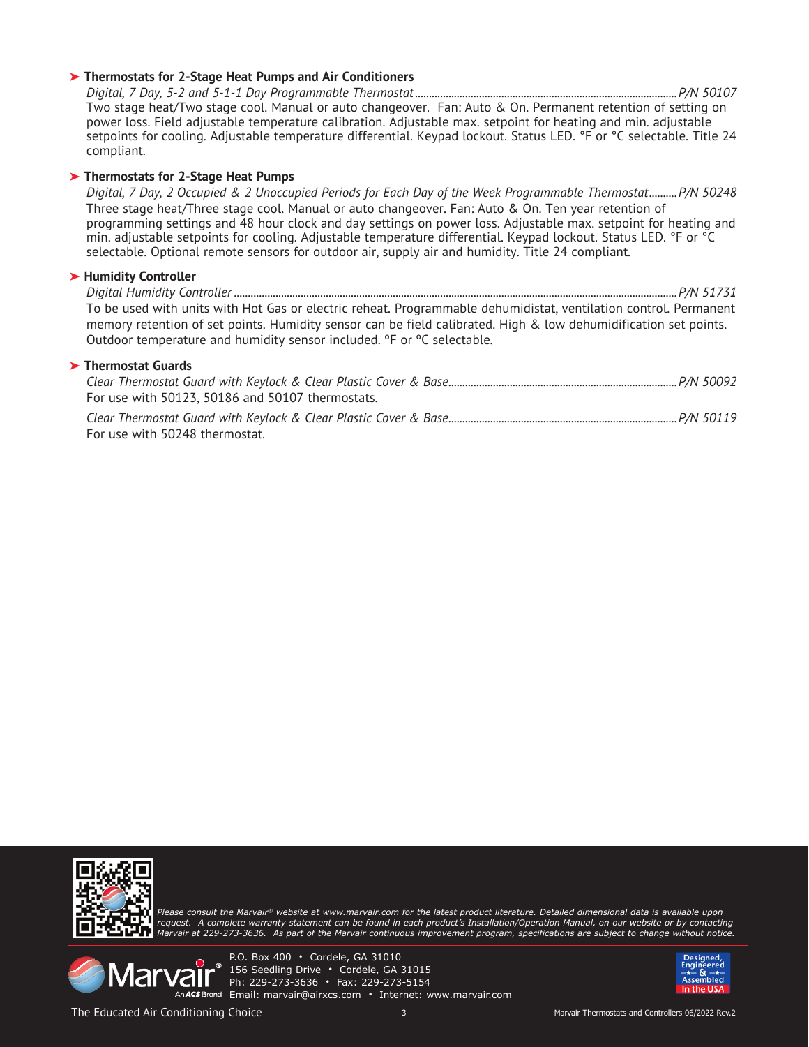### ➤ Thermostats for 2-Stage Heat Pumps and Air Conditioners

*Digital, 7 Day, 5-2 and 5-1-1 Day Programmable Thermostat*............................................................................................ *P/N 50107*

Two stage heat/Two stage cool. Manual or auto changeover. Fan: Auto & On. Permanent retention of setting on power loss. Field adjustable temperature calibration. Adjustable max. setpoint for heating and min. adjustable setpoints for cooling. Adjustable temperature differential. Keypad lockout. Status LED. °F or °C selectable. Title 24 compliant.

### ➤ Thermostats for 2-Stage Heat Pumps

*Digital, 7 Day, 2 Occupied & 2 Unoccupied Periods for Each Day of the Week Programmable Thermostat*.......... *P/N 50248*

Three stage heat/Three stage cool. Manual or auto changeover. Fan: Auto & On. Ten year retention of programming settings and 48 hour clock and day settings on power loss. Adjustable max. setpoint for heating and min. adjustable setpoints for cooling. Adjustable temperature differential. Keypad lockout. Status LED. °F or °C selectable. Optional remote sensors for outdoor air, supply air and humidity. Title 24 compliant.

### ➤ Humidity Controller

*Digital Humidity Controller*............................................................................................................................................ *P/N 51731*

To be used with units with Hot Gas or electric reheat. Programmable dehumidistat, ventilation control. Permanent memory retention of set points. Humidity sensor can be field calibrated. High & low dehumidification set points. Outdoor temperature and humidity sensor included. ºF or ºC selectable.

### ➤ Thermostat Guards

*Clear Thermostat Guard with Keylock & Clear Plastic Cover & Base*................................................................................ *P/N 50092*

For use with 50123, 50186 and 50107 thermostats.

*Clear Thermostat Guard with Keylock & Clear Plastic Cover & Base*................................................................................ *P/N 50119*

For use with 50248 thermostat.

*Please consult the Marvair® website at www.marvair.com for the latest product literature. Detailed dimensional data is available upon request. A complete warranty statement can be found in each product's Installation/Operation Manual, on our website or by contacting Marvair at 229-273-3636. As part of the Marvair continuous improvement program, specifications are subject to change without notice.*

Marvair® An ACS Brand

P.O. Box 400 • Cordele, GA 31010
156 Seedling Drive • Cordele, GA 31015
Ph: 229-273-3636 • Fax: 229-273-5154
Email: marvair@airxcs.com • Internet: www.marvair.com

Designed, Engineered & Assembled In the USA

The Educated Air Conditioning Choice

Marvair Thermostats and Controllers 06/2022 Rev.2